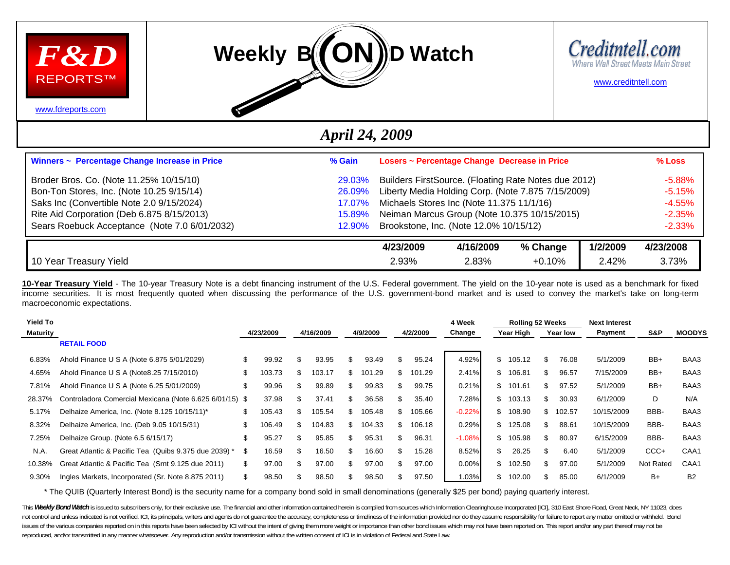F&D REPORTS™

www.fdreports.com

# Weekly BOND Watch

Creditntell.com
Where Wall Street Meets Main Street

www.creditntell.com

## *April 24, 2009*

| Winners ~ Percentage Change Increase in Price | % Gain | Losers ~ Percentage Change Decrease in Price | % Loss |
|---|---|---|---|
| Broder Bros. Co. (Note 11.25% 10/15/10) | 29.03% | Builders FirstSource. (Floating Rate Notes due 2012) | -5.88% |
| Bon-Ton Stores, Inc. (Note 10.25 9/15/14) | 26.09% | Liberty Media Holding Corp. (Note 7.875 7/15/2009) | -5.15% |
| Saks Inc (Convertible Note 2.0 9/15/2024) | 17.07% | Michaels Stores Inc (Note 11.375 11/1/16) | -4.55% |
| Rite Aid Corporation (Deb 6.875 8/15/2013) | 15.89% | Neiman Marcus Group (Note 10.375 10/15/2015) | -2.35% |
| Sears Roebuck Acceptance (Note 7.0 6/01/2032) | 12.90% | Brookstone, Inc. (Note 12.0% 10/15/12) | -2.33% |

| | 4/23/2009 | 4/16/2009 | % Change | 1/2/2009 | 4/23/2008 |
|---|---|---|---|---|---|
| 10 Year Treasury Yield | 2.93% | 2.83% | +0.10% | 2.42% | 3.73% |

**10-Year Treasury Yield** - The 10-year Treasury Note is a debt financing instrument of the U.S. Federal government. The yield on the 10-year note is used as a benchmark for fixed income securities. It is most frequently quoted when discussing the performance of the U.S. government-bond market and is used to convey the market's take on long-term macroeconomic expectations.

| Yield To Maturity | | 4/23/2009 | 4/16/2009 | 4/9/2009 | 4/2/2009 | 4 Week Change | Rolling 52 Weeks Year High | Rolling 52 Weeks Year low | Next Interest Payment | S&P | MOODYS |
|---|---|---|---|---|---|---|---|---|---|---|---|
| | **RETAIL FOOD** | | | | | | | | | | |
| 6.83% | Ahold Finance U S A (Note 6.875 5/01/2029) | $ 99.92 | $ 93.95 | $ 93.49 | $ 95.24 | 4.92% | $ 105.12 | $ 76.08 | 5/1/2009 | BB+ | BAA3 |
| 4.65% | Ahold Finance U S A (Note8.25 7/15/2010) | $ 103.73 | $ 103.17 | $ 101.29 | $ 101.29 | 2.41% | $ 106.81 | $ 96.57 | 7/15/2009 | BB+ | BAA3 |
| 7.81% | Ahold Finance U S A (Note 6.25 5/01/2009) | $ 99.96 | $ 99.89 | $ 99.83 | $ 99.75 | 0.21% | $ 101.61 | $ 97.52 | 5/1/2009 | BB+ | BAA3 |
| 28.37% | Controladora Comercial Mexicana (Note 6.625 6/01/15) | $ 37.98 | $ 37.41 | $ 36.58 | $ 35.40 | 7.28% | $ 103.13 | $ 30.93 | 6/1/2009 | D | N/A |
| 5.17% | Delhaize America, Inc. (Note 8.125 10/15/11)* | $ 105.43 | $ 105.54 | $ 105.48 | $ 105.66 | -0.22% | $ 108.90 | $ 102.57 | 10/15/2009 | BBB- | BAA3 |
| 8.32% | Delhaize America, Inc. (Deb 9.05 10/15/31) | $ 106.49 | $ 104.83 | $ 104.33 | $ 106.18 | 0.29% | $ 125.08 | $ 88.61 | 10/15/2009 | BBB- | BAA3 |
| 7.25% | Delhaize Group. (Note 6.5 6/15/17) | $ 95.27 | $ 95.85 | $ 95.31 | $ 96.31 | -1.08% | $ 105.98 | $ 80.97 | 6/15/2009 | BBB- | BAA3 |
| N.A. | Great Atlantic & Pacific Tea (Quibs 9.375 due 2039) * | $ 16.59 | $ 16.50 | $ 16.60 | $ 15.28 | 8.52% | $ 26.25 | $ 6.40 | 5/1/2009 | CCC+ | CAA1 |
| 10.38% | Great Atlantic & Pacific Tea (Srnt 9.125 due 2011) | $ 97.00 | $ 97.00 | $ 97.00 | $ 97.00 | 0.00% | $ 102.50 | $ 97.00 | 5/1/2009 | Not Rated | CAA1 |
| 9.30% | Ingles Markets, Incorporated (Sr. Note 8.875 2011) | $ 98.50 | $ 98.50 | $ 98.50 | $ 97.50 | 1.03% | $ 102.00 | $ 85.00 | 6/1/2009 | B+ | B2 |

\* The QUIB (Quarterly Interest Bond) is the security name for a company bond sold in small denominations (generally $25 per bond) paying quarterly interest.

This ***Weekly Bond Watch*** is issued to subscribers only, for their exclusive use. The financial and other information contained herein is compiled from sources which Information Clearinghouse Incorporated [ICI], 310 East Shore Road, Great Neck, NY 11023, does not control and unless indicated is not verified. ICI, its principals, writers and agents do not guarantee the accuracy, completeness or timeliness of the information provided nor do they assume responsibility for failure to report any matter omitted or withheld. Bond issues of the various companies reported on in this reports have been selected by ICI without the intent of giving them more weight or importance than other bond issues which may not have been reported on. This report and/or any part thereof may not be reproduced, and/or transmitted in any manner whatsoever. Any reproduction and/or transmission without the written consent of ICI is in violation of Federal and State Law.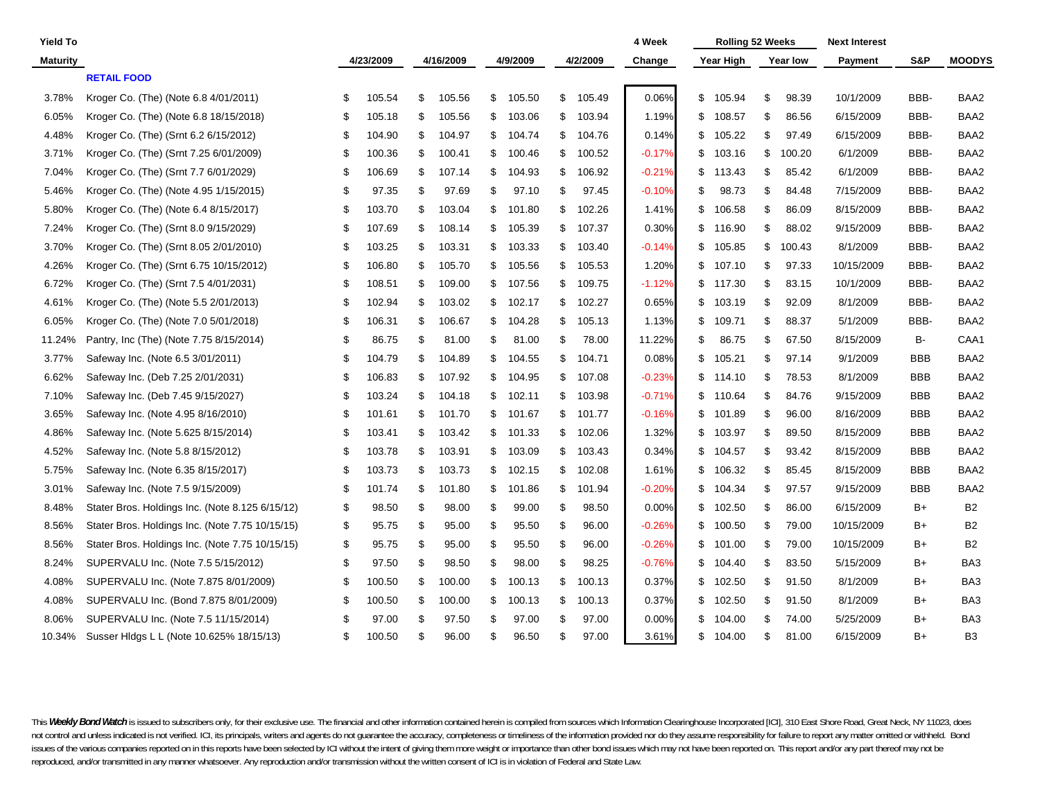| Yield To Maturity | | 4/23/2009 | 4/16/2009 | 4/9/2009 | 4/2/2009 | 4 Week Change | Rolling 52 Weeks Year High | Year low | Next Interest Payment | S&P | MOODYS |
|---|---|---|---|---|---|---|---|---|---|---|---|
| | **RETAIL FOOD** | | | | | | | | | | |
| 3.78% | Kroger Co. (The) (Note 6.8 4/01/2011) | $ 105.54 | $ 105.56 | $ 105.50 | $ 105.49 | 0.06% | $ 105.94 | $ 98.39 | 10/1/2009 | BBB- | BAA2 |
| 6.05% | Kroger Co. (The) (Note 6.8 18/15/2018) | $ 105.18 | $ 105.56 | $ 103.06 | $ 103.94 | 1.19% | $ 108.57 | $ 86.56 | 6/15/2009 | BBB- | BAA2 |
| 4.48% | Kroger Co. (The) (Srnt 6.2 6/15/2012) | $ 104.90 | $ 104.97 | $ 104.74 | $ 104.76 | 0.14% | $ 105.22 | $ 97.49 | 6/15/2009 | BBB- | BAA2 |
| 3.71% | Kroger Co. (The) (Srnt 7.25 6/01/2009) | $ 100.36 | $ 100.41 | $ 100.46 | $ 100.52 | -0.17% | $ 103.16 | $ 100.20 | 6/1/2009 | BBB- | BAA2 |
| 7.04% | Kroger Co. (The) (Srnt 7.7 6/01/2029) | $ 106.69 | $ 107.14 | $ 104.93 | $ 106.92 | -0.21% | $ 113.43 | $ 85.42 | 6/1/2009 | BBB- | BAA2 |
| 5.46% | Kroger Co. (The) (Note 4.95 1/15/2015) | $ 97.35 | $ 97.69 | $ 97.10 | $ 97.45 | -0.10% | $ 98.73 | $ 84.48 | 7/15/2009 | BBB- | BAA2 |
| 5.80% | Kroger Co. (The) (Note 6.4 8/15/2017) | $ 103.70 | $ 103.04 | $ 101.80 | $ 102.26 | 1.41% | $ 106.58 | $ 86.09 | 8/15/2009 | BBB- | BAA2 |
| 7.24% | Kroger Co. (The) (Srnt 8.0 9/15/2029) | $ 107.69 | $ 108.14 | $ 105.39 | $ 107.37 | 0.30% | $ 116.90 | $ 88.02 | 9/15/2009 | BBB- | BAA2 |
| 3.70% | Kroger Co. (The) (Srnt 8.05 2/01/2010) | $ 103.25 | $ 103.31 | $ 103.33 | $ 103.40 | -0.14% | $ 105.85 | $ 100.43 | 8/1/2009 | BBB- | BAA2 |
| 4.26% | Kroger Co. (The) (Srnt 6.75 10/15/2012) | $ 106.80 | $ 105.70 | $ 105.56 | $ 105.53 | 1.20% | $ 107.10 | $ 97.33 | 10/15/2009 | BBB- | BAA2 |
| 6.72% | Kroger Co. (The) (Srnt 7.5 4/01/2031) | $ 108.51 | $ 109.00 | $ 107.56 | $ 109.75 | -1.12% | $ 117.30 | $ 83.15 | 10/1/2009 | BBB- | BAA2 |
| 4.61% | Kroger Co. (The) (Note 5.5 2/01/2013) | $ 102.94 | $ 103.02 | $ 102.17 | $ 102.27 | 0.65% | $ 103.19 | $ 92.09 | 8/1/2009 | BBB- | BAA2 |
| 6.05% | Kroger Co. (The) (Note 7.0 5/01/2018) | $ 106.31 | $ 106.67 | $ 104.28 | $ 105.13 | 1.13% | $ 109.71 | $ 88.37 | 5/1/2009 | BBB- | BAA2 |
| 11.24% | Pantry, Inc (The) (Note 7.75 8/15/2014) | $ 86.75 | $ 81.00 | $ 81.00 | $ 78.00 | 11.22% | $ 86.75 | $ 67.50 | 8/15/2009 | B- | CAA1 |
| 3.77% | Safeway Inc. (Note 6.5 3/01/2011) | $ 104.79 | $ 104.89 | $ 104.55 | $ 104.71 | 0.08% | $ 105.21 | $ 97.14 | 9/1/2009 | BBB | BAA2 |
| 6.62% | Safeway Inc. (Deb 7.25 2/01/2031) | $ 106.83 | $ 107.92 | $ 104.95 | $ 107.08 | -0.23% | $ 114.10 | $ 78.53 | 8/1/2009 | BBB | BAA2 |
| 7.10% | Safeway Inc. (Deb 7.45 9/15/2027) | $ 103.24 | $ 104.18 | $ 102.11 | $ 103.98 | -0.71% | $ 110.64 | $ 84.76 | 9/15/2009 | BBB | BAA2 |
| 3.65% | Safeway Inc. (Note 4.95 8/16/2010) | $ 101.61 | $ 101.70 | $ 101.67 | $ 101.77 | -0.16% | $ 101.89 | $ 96.00 | 8/16/2009 | BBB | BAA2 |
| 4.86% | Safeway Inc. (Note 5.625 8/15/2014) | $ 103.41 | $ 103.42 | $ 101.33 | $ 102.06 | 1.32% | $ 103.97 | $ 89.50 | 8/15/2009 | BBB | BAA2 |
| 4.52% | Safeway Inc. (Note 5.8 8/15/2012) | $ 103.78 | $ 103.91 | $ 103.09 | $ 103.43 | 0.34% | $ 104.57 | $ 93.42 | 8/15/2009 | BBB | BAA2 |
| 5.75% | Safeway Inc. (Note 6.35 8/15/2017) | $ 103.73 | $ 103.73 | $ 102.15 | $ 102.08 | 1.61% | $ 106.32 | $ 85.45 | 8/15/2009 | BBB | BAA2 |
| 3.01% | Safeway Inc. (Note 7.5 9/15/2009) | $ 101.74 | $ 101.80 | $ 101.86 | $ 101.94 | -0.20% | $ 104.34 | $ 97.57 | 9/15/2009 | BBB | BAA2 |
| 8.48% | Stater Bros. Holdings Inc. (Note 8.125 6/15/12) | $ 98.50 | $ 98.00 | $ 99.00 | $ 98.50 | 0.00% | $ 102.50 | $ 86.00 | 6/15/2009 | B+ | B2 |
| 8.56% | Stater Bros. Holdings Inc. (Note 7.75 10/15/15) | $ 95.75 | $ 95.00 | $ 95.50 | $ 96.00 | -0.26% | $ 100.50 | $ 79.00 | 10/15/2009 | B+ | B2 |
| 8.56% | Stater Bros. Holdings Inc. (Note 7.75 10/15/15) | $ 95.75 | $ 95.00 | $ 95.50 | $ 96.00 | -0.26% | $ 101.00 | $ 79.00 | 10/15/2009 | B+ | B2 |
| 8.24% | SUPERVALU Inc. (Note 7.5 5/15/2012) | $ 97.50 | $ 98.50 | $ 98.00 | $ 98.25 | -0.76% | $ 104.40 | $ 83.50 | 5/15/2009 | B+ | BA3 |
| 4.08% | SUPERVALU Inc. (Note 7.875 8/01/2009) | $ 100.50 | $ 100.00 | $ 100.13 | $ 100.13 | 0.37% | $ 102.50 | $ 91.50 | 8/1/2009 | B+ | BA3 |
| 4.08% | SUPERVALU Inc. (Bond 7.875 8/01/2009) | $ 100.50 | $ 100.00 | $ 100.13 | $ 100.13 | 0.37% | $ 102.50 | $ 91.50 | 8/1/2009 | B+ | BA3 |
| 8.06% | SUPERVALU Inc. (Note 7.5 11/15/2014) | $ 97.00 | $ 97.50 | $ 97.00 | $ 97.00 | 0.00% | $ 104.00 | $ 74.00 | 5/25/2009 | B+ | BA3 |
| 10.34% | Susser Hldgs L L (Note 10.625% 18/15/13) | $ 100.50 | $ 96.00 | $ 96.50 | $ 97.00 | 3.61% | $ 104.00 | $ 81.00 | 6/15/2009 | B+ | B3 |

This ***Weekly Bond Watch*** is issued to subscribers only, for their exclusive use. The financial and other information contained herein is compiled from sources which Information Clearinghouse Incorporated [ICI], 310 East Shore Road, Great Neck, NY 11023, does not control and unless indicated is not verified. ICI, its principals, writers and agents do not guarantee the accuracy, completeness or timeliness of the information provided nor do they assume responsibility for failure to report any matter omitted or withheld. Bond issues of the various companies reported on in this reports have been selected by ICI without the intent of giving them more weight or importance than other bond issues which may not have been reported on. This report and/or any part thereof may not be reproduced, and/or transmitted in any manner whatsoever. Any reproduction and/or transmission without the written consent of ICI is in violation of Federal and State Law.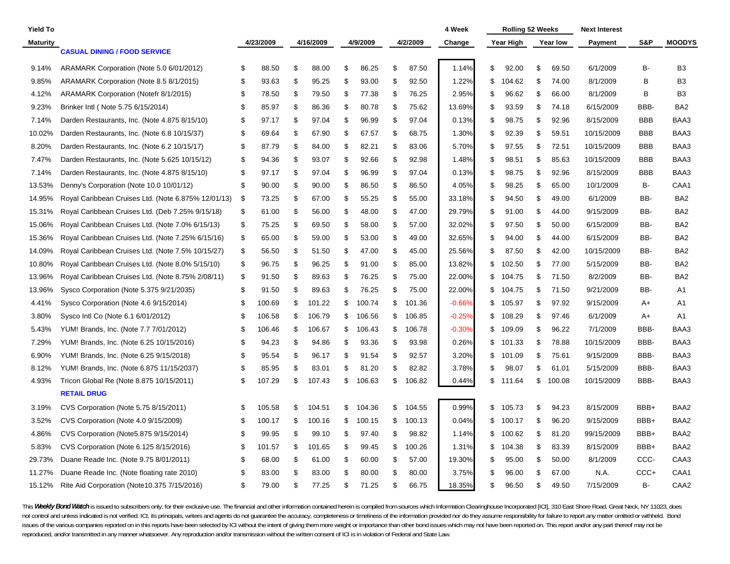| Yield To Maturity | | 4/23/2009 | 4/16/2009 | 4/9/2009 | 4/2/2009 | 4 Week Change | Rolling 52 Weeks Year High | Year low | Next Interest Payment | S&P | MOODYS |
|---|---|---|---|---|---|---|---|---|---|---|---|
| | **CASUAL DINING / FOOD SERVICE** | | | | | | | | | | |
| 9.14% | ARAMARK Corporation (Note 5.0 6/01/2012) | $ 88.50 | $ 88.00 | $ 86.25 | $ 87.50 | 1.14% | $ 92.00 | $ 69.50 | 6/1/2009 | B- | B3 |
| 9.85% | ARAMARK Corporation (Note 8.5 8/1/2015) | $ 93.63 | $ 95.25 | $ 93.00 | $ 92.50 | 1.22% | $ 104.62 | $ 74.00 | 8/1/2009 | B | B3 |
| 4.12% | ARAMARK Corporation (Notefr 8/1/2015) | $ 78.50 | $ 79.50 | $ 77.38 | $ 76.25 | 2.95% | $ 96.62 | $ 66.00 | 8/1/2009 | B | B3 |
| 9.23% | Brinker Intl ( Note 5.75 6/15/2014) | $ 85.97 | $ 86.36 | $ 80.78 | $ 75.62 | 13.69% | $ 93.59 | $ 74.18 | 6/15/2009 | BBB- | BA2 |
| 7.14% | Darden Restaurants, Inc. (Note 4.875 8/15/10) | $ 97.17 | $ 97.04 | $ 96.99 | $ 97.04 | 0.13% | $ 98.75 | $ 92.96 | 8/15/2009 | BBB | BAA3 |
| 10.02% | Darden Restaurants, Inc. (Note 6.8 10/15/37) | $ 69.64 | $ 67.90 | $ 67.57 | $ 68.75 | 1.30% | $ 92.39 | $ 59.51 | 10/15/2009 | BBB | BAA3 |
| 8.20% | Darden Restaurants, Inc. (Note 6.2 10/15/17) | $ 87.79 | $ 84.00 | $ 82.21 | $ 83.06 | 5.70% | $ 97.55 | $ 72.51 | 10/15/2009 | BBB | BAA3 |
| 7.47% | Darden Restaurants, Inc. (Note 5.625 10/15/12) | $ 94.36 | $ 93.07 | $ 92.66 | $ 92.98 | 1.48% | $ 98.51 | $ 85.63 | 10/15/2009 | BBB | BAA3 |
| 7.14% | Darden Restaurants, Inc. (Note 4.875 8/15/10) | $ 97.17 | $ 97.04 | $ 96.99 | $ 97.04 | 0.13% | $ 98.75 | $ 92.96 | 8/15/2009 | BBB | BAA3 |
| 13.53% | Denny's Corporation (Note 10.0 10/01/12) | $ 90.00 | $ 90.00 | $ 86.50 | $ 86.50 | 4.05% | $ 98.25 | $ 65.00 | 10/1/2009 | B- | CAA1 |
| 14.95% | Royal Caribbean Cruises Ltd. (Note 6.875% 12/01/13) | $ 73.25 | $ 67.00 | $ 55.25 | $ 55.00 | 33.18% | $ 94.50 | $ 49.00 | 6/1/2009 | BB- | BA2 |
| 15.31% | Royal Caribbean Cruises Ltd. (Deb 7.25% 9/15/18) | $ 61.00 | $ 56.00 | $ 48.00 | $ 47.00 | 29.79% | $ 91.00 | $ 44.00 | 9/15/2009 | BB- | BA2 |
| 15.06% | Royal Caribbean Cruises Ltd. (Note 7.0% 6/15/13) | $ 75.25 | $ 69.50 | $ 58.00 | $ 57.00 | 32.02% | $ 97.50 | $ 50.00 | 6/15/2009 | BB- | BA2 |
| 15.36% | Royal Caribbean Cruises Ltd. (Note 7.25% 6/15/16) | $ 65.00 | $ 59.00 | $ 53.00 | $ 49.00 | 32.65% | $ 94.00 | $ 44.00 | 6/15/2009 | BB- | BA2 |
| 14.09% | Royal Caribbean Cruises Ltd. (Note 7.5% 10/15/27) | $ 56.50 | $ 51.50 | $ 47.00 | $ 45.00 | 25.56% | $ 87.50 | $ 42.00 | 10/15/2009 | BB- | BA2 |
| 10.80% | Royal Caribbean Cruises Ltd. (Note 8.0% 5/15/10) | $ 96.75 | $ 96.25 | $ 91.00 | $ 85.00 | 13.82% | $ 102.50 | $ 77.00 | 5/15/2009 | BB- | BA2 |
| 13.96% | Royal Caribbean Cruises Ltd. (Note 8.75% 2/08/11) | $ 91.50 | $ 89.63 | $ 76.25 | $ 75.00 | 22.00% | $ 104.75 | $ 71.50 | 8/2/2009 | BB- | BA2 |
| 13.96% | Sysco Corporation (Note 5.375 9/21/2035) | $ 91.50 | $ 89.63 | $ 76.25 | $ 75.00 | 22.00% | $ 104.75 | $ 71.50 | 9/21/2009 | BB- | A1 |
| 4.41% | Sysco Corporation (Note 4.6 9/15/2014) | $ 100.69 | $ 101.22 | $ 100.74 | $ 101.36 | -0.66% | $ 105.97 | $ 97.92 | 9/15/2009 | A+ | A1 |
| 3.80% | Sysco Intl Co (Note 6.1 6/01/2012) | $ 106.58 | $ 106.79 | $ 106.56 | $ 106.85 | -0.25% | $ 108.29 | $ 97.46 | 6/1/2009 | A+ | A1 |
| 5.43% | YUM! Brands, Inc. (Note 7.7 7/01/2012) | $ 106.46 | $ 106.67 | $ 106.43 | $ 106.78 | -0.30% | $ 109.09 | $ 96.22 | 7/1/2009 | BBB- | BAA3 |
| 7.29% | YUM! Brands, Inc. (Note 6.25 10/15/2016) | $ 94.23 | $ 94.86 | $ 93.36 | $ 93.98 | 0.26% | $ 101.33 | $ 78.88 | 10/15/2009 | BBB- | BAA3 |
| 6.90% | YUM! Brands, Inc. (Note 6.25 9/15/2018) | $ 95.54 | $ 96.17 | $ 91.54 | $ 92.57 | 3.20% | $ 101.09 | $ 75.61 | 9/15/2009 | BBB- | BAA3 |
| 8.12% | YUM! Brands, Inc. (Note 6.875 11/15/2037) | $ 85.95 | $ 83.01 | $ 81.20 | $ 82.82 | 3.78% | $ 98.07 | $ 61.01 | 5/15/2009 | BBB- | BAA3 |
| 4.93% | Tricon Global Re (Note 8.875 10/15/2011) | $ 107.29 | $ 107.43 | $ 106.63 | $ 106.82 | 0.44% | $ 111.64 | $ 100.08 | 10/15/2009 | BBB- | BAA3 |
| | **RETAIL DRUG** | | | | | | | | | | |
| 3.19% | CVS Corporation (Note 5.75 8/15/2011) | $ 105.58 | $ 104.51 | $ 104.36 | $ 104.55 | 0.99% | $ 105.73 | $ 94.23 | 8/15/2009 | BBB+ | BAA2 |
| 3.52% | CVS Corporation (Note 4.0 9/15/2009) | $ 100.17 | $ 100.16 | $ 100.15 | $ 100.13 | 0.04% | $ 100.17 | $ 96.20 | 9/15/2009 | BBB+ | BAA2 |
| 4.86% | CVS Corporation (Note5.875 9/15/2014) | $ 99.95 | $ 99.10 | $ 97.40 | $ 98.82 | 1.14% | $ 100.62 | $ 81.20 | 99/15/2009 | BBB+ | BAA2 |
| 5.83% | CVS Corporation (Note 6.125 8/15/2016) | $ 101.57 | $ 101.65 | $ 99.45 | $ 100.26 | 1.31% | $ 104.38 | $ 83.39 | 8/15/2009 | BBB+ | BAA2 |
| 29.73% | Duane Reade Inc. (Note 9.75 8/01/2011) | $ 68.00 | $ 61.00 | $ 60.00 | $ 57.00 | 19.30% | $ 95.00 | $ 50.00 | 8/1/2009 | CCC- | CAA3 |
| 11.27% | Duane Reade Inc. (Note floating rate 2010) | $ 83.00 | $ 83.00 | $ 80.00 | $ 80.00 | 3.75% | $ 96.00 | $ 67.00 | N.A. | CCC+ | CAA1 |
| 15.12% | Rite Aid Corporation (Note10.375 7/15/2016) | $ 79.00 | $ 77.25 | $ 71.25 | $ 66.75 | 18.35% | $ 96.50 | $ 49.50 | 7/15/2009 | B- | CAA2 |

This ***Weekly Bond Watch*** is issued to subscribers only, for their exclusive use. The financial and other information contained herein is compiled from sources which Information Clearinghouse Incorporated [ICI], 310 East Shore Road, Great Neck, NY 11023, does not control and unless indicated is not verified. ICI, its principals, writers and agents do not guarantee the accuracy, completeness or timeliness of the information provided nor do they assume responsibility for failure to report any matter omitted or withheld. Bond issues of the various companies reported on in this reports have been selected by ICI without the intent of giving them more weight or importance than other bond issues which may not have been reported on. This report and/or any part thereof may not be reproduced, and/or transmitted in any manner whatsoever. Any reproduction and/or transmission without the written consent of ICI is in violation of Federal and State Law.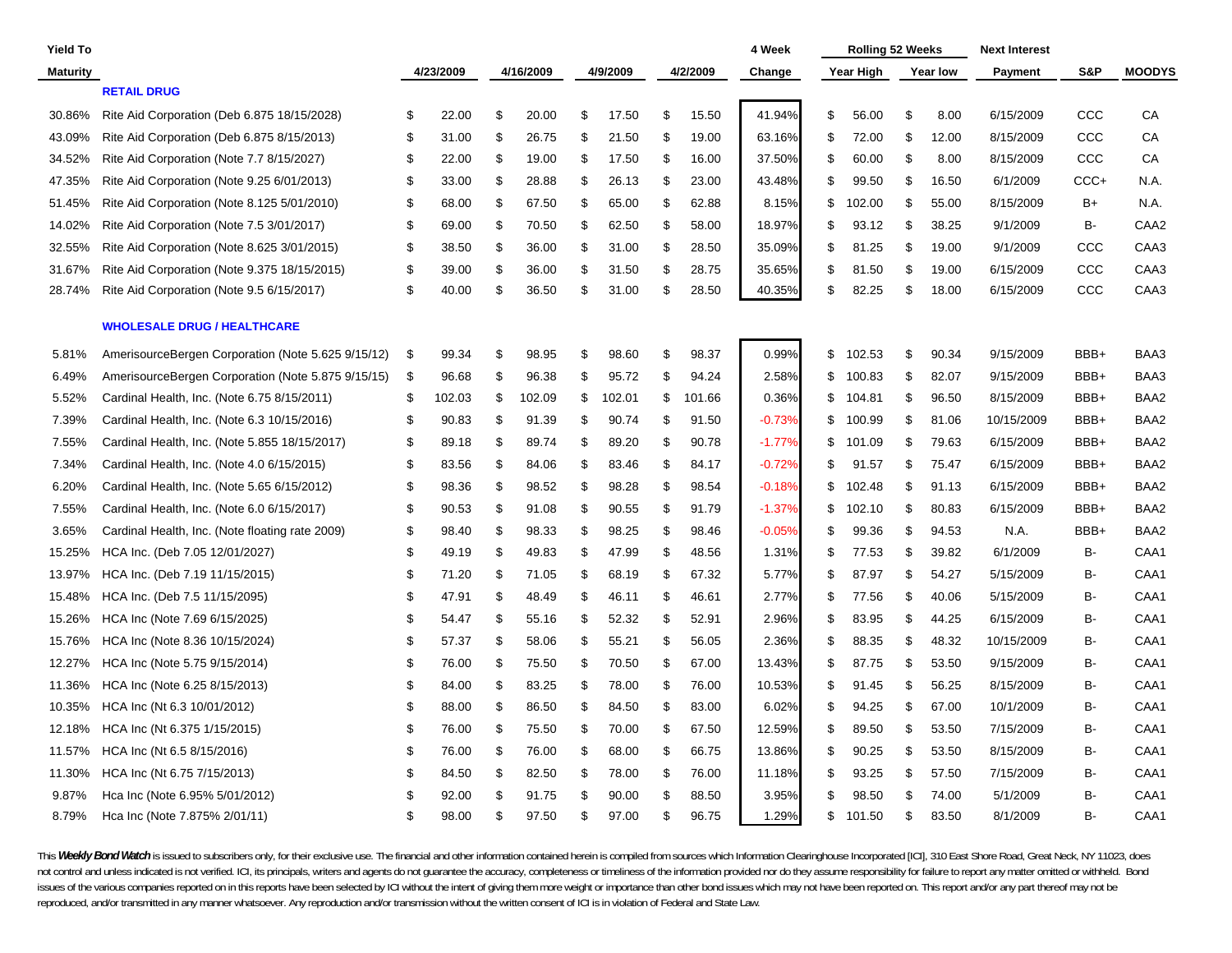| Yield To Maturity | | 4/23/2009 | 4/16/2009 | 4/9/2009 | 4/2/2009 | 4 Week Change | Rolling 52 Weeks Year High | Year low | Next Interest Payment | S&P | MOODYS |
|---|---|---|---|---|---|---|---|---|---|---|---|
| | **RETAIL DRUG** | | | | | | | | | | |
| 30.86% | Rite Aid Corporation (Deb 6.875 18/15/2028) | $ 22.00 | $ 20.00 | $ 17.50 | $ 15.50 | 41.94% | $ 56.00 | $ 8.00 | 6/15/2009 | CCC | CA |
| 43.09% | Rite Aid Corporation (Deb 6.875 8/15/2013) | $ 31.00 | $ 26.75 | $ 21.50 | $ 19.00 | 63.16% | $ 72.00 | $ 12.00 | 8/15/2009 | CCC | CA |
| 34.52% | Rite Aid Corporation (Note 7.7 8/15/2027) | $ 22.00 | $ 19.00 | $ 17.50 | $ 16.00 | 37.50% | $ 60.00 | $ 8.00 | 8/15/2009 | CCC | CA |
| 47.35% | Rite Aid Corporation (Note 9.25 6/01/2013) | $ 33.00 | $ 28.88 | $ 26.13 | $ 23.00 | 43.48% | $ 99.50 | $ 16.50 | 6/1/2009 | CCC+ | N.A. |
| 51.45% | Rite Aid Corporation (Note 8.125 5/01/2010) | $ 68.00 | $ 67.50 | $ 65.00 | $ 62.88 | 8.15% | $ 102.00 | $ 55.00 | 8/15/2009 | B+ | N.A. |
| 14.02% | Rite Aid Corporation (Note 7.5 3/01/2017) | $ 69.00 | $ 70.50 | $ 62.50 | $ 58.00 | 18.97% | $ 93.12 | $ 38.25 | 9/1/2009 | B- | CAA2 |
| 32.55% | Rite Aid Corporation (Note 8.625 3/01/2015) | $ 38.50 | $ 36.00 | $ 31.00 | $ 28.50 | 35.09% | $ 81.25 | $ 19.00 | 9/1/2009 | CCC | CAA3 |
| 31.67% | Rite Aid Corporation (Note 9.375 18/15/2015) | $ 39.00 | $ 36.00 | $ 31.50 | $ 28.75 | 35.65% | $ 81.50 | $ 19.00 | 6/15/2009 | CCC | CAA3 |
| 28.74% | Rite Aid Corporation (Note 9.5 6/15/2017) | $ 40.00 | $ 36.50 | $ 31.00 | $ 28.50 | 40.35% | $ 82.25 | $ 18.00 | 6/15/2009 | CCC | CAA3 |
| | **WHOLESALE DRUG / HEALTHCARE** | | | | | | | | | | |
| 5.81% | AmerisourceBergen Corporation (Note 5.625 9/15/12) | $ 99.34 | $ 98.95 | $ 98.60 | $ 98.37 | 0.99% | $ 102.53 | $ 90.34 | 9/15/2009 | BBB+ | BAA3 |
| 6.49% | AmerisourceBergen Corporation (Note 5.875 9/15/15) | $ 96.68 | $ 96.38 | $ 95.72 | $ 94.24 | 2.58% | $ 100.83 | $ 82.07 | 9/15/2009 | BBB+ | BAA3 |
| 5.52% | Cardinal Health, Inc. (Note 6.75 8/15/2011) | $ 102.03 | $ 102.09 | $ 102.01 | $ 101.66 | 0.36% | $ 104.81 | $ 96.50 | 8/15/2009 | BBB+ | BAA2 |
| 7.39% | Cardinal Health, Inc. (Note 6.3 10/15/2016) | $ 90.83 | $ 91.39 | $ 90.74 | $ 91.50 | -0.73% | $ 100.99 | $ 81.06 | 10/15/2009 | BBB+ | BAA2 |
| 7.55% | Cardinal Health, Inc. (Note 5.855 18/15/2017) | $ 89.18 | $ 89.74 | $ 89.20 | $ 90.78 | -1.77% | $ 101.09 | $ 79.63 | 6/15/2009 | BBB+ | BAA2 |
| 7.34% | Cardinal Health, Inc. (Note 4.0 6/15/2015) | $ 83.56 | $ 84.06 | $ 83.46 | $ 84.17 | -0.72% | $ 91.57 | $ 75.47 | 6/15/2009 | BBB+ | BAA2 |
| 6.20% | Cardinal Health, Inc. (Note 5.65 6/15/2012) | $ 98.36 | $ 98.52 | $ 98.28 | $ 98.54 | -0.18% | $ 102.48 | $ 91.13 | 6/15/2009 | BBB+ | BAA2 |
| 7.55% | Cardinal Health, Inc. (Note 6.0 6/15/2017) | $ 90.53 | $ 91.08 | $ 90.55 | $ 91.79 | -1.37% | $ 102.10 | $ 80.83 | 6/15/2009 | BBB+ | BAA2 |
| 3.65% | Cardinal Health, Inc. (Note floating rate 2009) | $ 98.40 | $ 98.33 | $ 98.25 | $ 98.46 | -0.05% | $ 99.36 | $ 94.53 | N.A. | BBB+ | BAA2 |
| 15.25% | HCA Inc. (Deb 7.05 12/01/2027) | $ 49.19 | $ 49.83 | $ 47.99 | $ 48.56 | 1.31% | $ 77.53 | $ 39.82 | 6/1/2009 | B- | CAA1 |
| 13.97% | HCA Inc. (Deb 7.19 11/15/2015) | $ 71.20 | $ 71.05 | $ 68.19 | $ 67.32 | 5.77% | $ 87.97 | $ 54.27 | 5/15/2009 | B- | CAA1 |
| 15.48% | HCA Inc. (Deb 7.5 11/15/2095) | $ 47.91 | $ 48.49 | $ 46.11 | $ 46.61 | 2.77% | $ 77.56 | $ 40.06 | 5/15/2009 | B- | CAA1 |
| 15.26% | HCA Inc (Note 7.69 6/15/2025) | $ 54.47 | $ 55.16 | $ 52.32 | $ 52.91 | 2.96% | $ 83.95 | $ 44.25 | 6/15/2009 | B- | CAA1 |
| 15.76% | HCA Inc (Note 8.36 10/15/2024) | $ 57.37 | $ 58.06 | $ 55.21 | $ 56.05 | 2.36% | $ 88.35 | $ 48.32 | 10/15/2009 | B- | CAA1 |
| 12.27% | HCA Inc (Note 5.75 9/15/2014) | $ 76.00 | $ 75.50 | $ 70.50 | $ 67.00 | 13.43% | $ 87.75 | $ 53.50 | 9/15/2009 | B- | CAA1 |
| 11.36% | HCA Inc (Note 6.25 8/15/2013) | $ 84.00 | $ 83.25 | $ 78.00 | $ 76.00 | 10.53% | $ 91.45 | $ 56.25 | 8/15/2009 | B- | CAA1 |
| 10.35% | HCA Inc (Nt 6.3 10/01/2012) | $ 88.00 | $ 86.50 | $ 84.50 | $ 83.00 | 6.02% | $ 94.25 | $ 67.00 | 10/1/2009 | B- | CAA1 |
| 12.18% | HCA Inc (Nt 6.375 1/15/2015) | $ 76.00 | $ 75.50 | $ 70.00 | $ 67.50 | 12.59% | $ 89.50 | $ 53.50 | 7/15/2009 | B- | CAA1 |
| 11.57% | HCA Inc (Nt 6.5 8/15/2016) | $ 76.00 | $ 76.00 | $ 68.00 | $ 66.75 | 13.86% | $ 90.25 | $ 53.50 | 8/15/2009 | B- | CAA1 |
| 11.30% | HCA Inc (Nt 6.75 7/15/2013) | $ 84.50 | $ 82.50 | $ 78.00 | $ 76.00 | 11.18% | $ 93.25 | $ 57.50 | 7/15/2009 | B- | CAA1 |
| 9.87% | Hca Inc (Note 6.95% 5/01/2012) | $ 92.00 | $ 91.75 | $ 90.00 | $ 88.50 | 3.95% | $ 98.50 | $ 74.00 | 5/1/2009 | B- | CAA1 |
| 8.79% | Hca Inc (Note 7.875% 2/01/11) | $ 98.00 | $ 97.50 | $ 97.00 | $ 96.75 | 1.29% | $ 101.50 | $ 83.50 | 8/1/2009 | B- | CAA1 |

This ***Weekly Bond Watch*** is issued to subscribers only, for their exclusive use. The financial and other information contained herein is compiled from sources which Information Clearinghouse Incorporated [ICI], 310 East Shore Road, Great Neck, NY 11023, does not control and unless indicated is not verified. ICI, its principals, writers and agents do not guarantee the accuracy, completeness or timeliness of the information provided nor do they assume responsibility for failure to report any matter omitted or withheld. Bond issues of the various companies reported on in this reports have been selected by ICI without the intent of giving them more weight or importance than other bond issues which may not have been reported on. This report and/or any part thereof may not be reproduced, and/or transmitted in any manner whatsoever. Any reproduction and/or transmission without the written consent of ICI is in violation of Federal and State Law.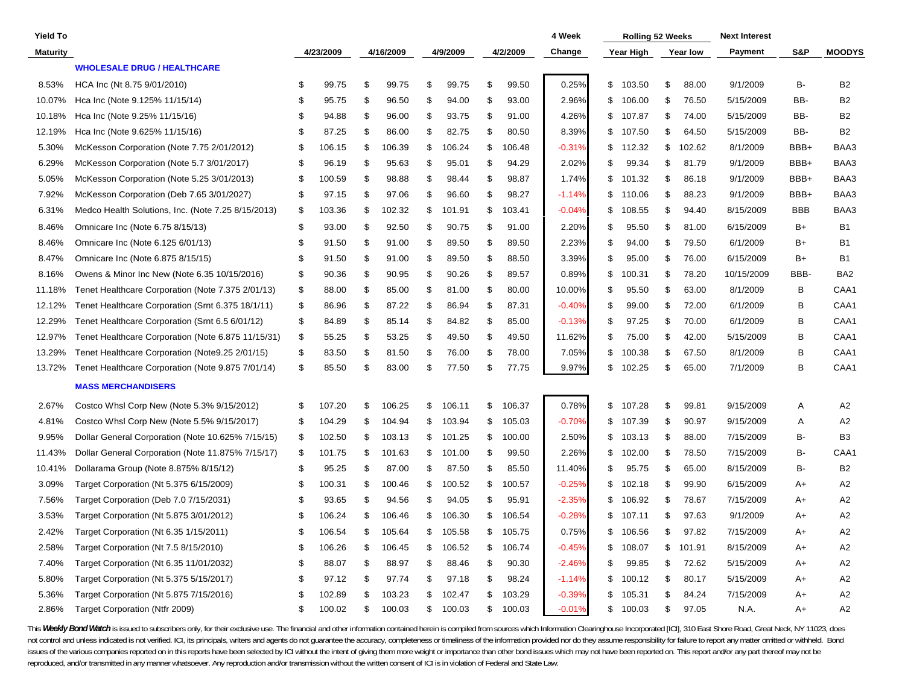| Yield To Maturity | | 4/23/2009 | 4/16/2009 | 4/9/2009 | 4/2/2009 | 4 Week Change | Rolling 52 Weeks Year High | Year low | Next Interest Payment | S&P | MOODYS |
|---|---|---|---|---|---|---|---|---|---|---|---|
| | **WHOLESALE DRUG / HEALTHCARE** | | | | | | | | | | |
| 8.53% | HCA Inc (Nt 8.75 9/01/2010) | $ 99.75 | $ 99.75 | $ 99.75 | $ 99.50 | 0.25% | $ 103.50 | $ 88.00 | 9/1/2009 | B- | B2 |
| 10.07% | Hca Inc (Note 9.125% 11/15/14) | $ 95.75 | $ 96.50 | $ 94.00 | $ 93.00 | 2.96% | $ 106.00 | $ 76.50 | 5/15/2009 | BB- | B2 |
| 10.18% | Hca Inc (Note 9.25% 11/15/16) | $ 94.88 | $ 96.00 | $ 93.75 | $ 91.00 | 4.26% | $ 107.87 | $ 74.00 | 5/15/2009 | BB- | B2 |
| 12.19% | Hca Inc (Note 9.625% 11/15/16) | $ 87.25 | $ 86.00 | $ 82.75 | $ 80.50 | 8.39% | $ 107.50 | $ 64.50 | 5/15/2009 | BB- | B2 |
| 5.30% | McKesson Corporation (Note 7.75 2/01/2012) | $ 106.15 | $ 106.39 | $ 106.24 | $ 106.48 | -0.31% | $ 112.32 | $ 102.62 | 8/1/2009 | BBB+ | BAA3 |
| 6.29% | McKesson Corporation (Note 5.7 3/01/2017) | $ 96.19 | $ 95.63 | $ 95.01 | $ 94.29 | 2.02% | $ 99.34 | $ 81.79 | 9/1/2009 | BBB+ | BAA3 |
| 5.05% | McKesson Corporation (Note 5.25 3/01/2013) | $ 100.59 | $ 98.88 | $ 98.44 | $ 98.87 | 1.74% | $ 101.32 | $ 86.18 | 9/1/2009 | BBB+ | BAA3 |
| 7.92% | McKesson Corporation (Deb 7.65 3/01/2027) | $ 97.15 | $ 97.06 | $ 96.60 | $ 98.27 | -1.14% | $ 110.06 | $ 88.23 | 9/1/2009 | BBB+ | BAA3 |
| 6.31% | Medco Health Solutions, Inc. (Note 7.25 8/15/2013) | $ 103.36 | $ 102.32 | $ 101.91 | $ 103.41 | -0.04% | $ 108.55 | $ 94.40 | 8/15/2009 | BBB | BAA3 |
| 8.46% | Omnicare Inc (Note 6.75 8/15/13) | $ 93.00 | $ 92.50 | $ 90.75 | $ 91.00 | 2.20% | $ 95.50 | $ 81.00 | 6/15/2009 | B+ | B1 |
| 8.46% | Omnicare Inc (Note 6.125 6/01/13) | $ 91.50 | $ 91.00 | $ 89.50 | $ 89.50 | 2.23% | $ 94.00 | $ 79.50 | 6/1/2009 | B+ | B1 |
| 8.47% | Omnicare Inc (Note 6.875 8/15/15) | $ 91.50 | $ 91.00 | $ 89.50 | $ 88.50 | 3.39% | $ 95.00 | $ 76.00 | 6/15/2009 | B+ | B1 |
| 8.16% | Owens & Minor Inc New (Note 6.35 10/15/2016) | $ 90.36 | $ 90.95 | $ 90.26 | $ 89.57 | 0.89% | $ 100.31 | $ 78.20 | 10/15/2009 | BBB- | BA2 |
| 11.18% | Tenet Healthcare Corporation (Note 7.375 2/01/13) | $ 88.00 | $ 85.00 | $ 81.00 | $ 80.00 | 10.00% | $ 95.50 | $ 63.00 | 8/1/2009 | B | CAA1 |
| 12.12% | Tenet Healthcare Corporation (Srnt 6.375 18/1/11) | $ 86.96 | $ 87.22 | $ 86.94 | $ 87.31 | -0.40% | $ 99.00 | $ 72.00 | 6/1/2009 | B | CAA1 |
| 12.29% | Tenet Healthcare Corporation (Srnt 6.5 6/01/12) | $ 84.89 | $ 85.14 | $ 84.82 | $ 85.00 | -0.13% | $ 97.25 | $ 70.00 | 6/1/2009 | B | CAA1 |
| 12.97% | Tenet Healthcare Corporation (Note 6.875 11/15/31) | $ 55.25 | $ 53.25 | $ 49.50 | $ 49.50 | 11.62% | $ 75.00 | $ 42.00 | 5/15/2009 | B | CAA1 |
| 13.29% | Tenet Healthcare Corporation (Note9.25 2/01/15) | $ 83.50 | $ 81.50 | $ 76.00 | $ 78.00 | 7.05% | $ 100.38 | $ 67.50 | 8/1/2009 | B | CAA1 |
| 13.72% | Tenet Healthcare Corporation (Note 9.875 7/01/14) | $ 85.50 | $ 83.00 | $ 77.50 | $ 77.75 | 9.97% | $ 102.25 | $ 65.00 | 7/1/2009 | B | CAA1 |
| | **MASS MERCHANDISERS** | | | | | | | | | | |
| 2.67% | Costco Whsl Corp New (Note 5.3% 9/15/2012) | $ 107.20 | $ 106.25 | $ 106.11 | $ 106.37 | 0.78% | $ 107.28 | $ 99.81 | 9/15/2009 | A | A2 |
| 4.81% | Costco Whsl Corp New (Note 5.5% 9/15/2017) | $ 104.29 | $ 104.94 | $ 103.94 | $ 105.03 | -0.70% | $ 107.39 | $ 90.97 | 9/15/2009 | A | A2 |
| 9.95% | Dollar General Corporation (Note 10.625% 7/15/15) | $ 102.50 | $ 103.13 | $ 101.25 | $ 100.00 | 2.50% | $ 103.13 | $ 88.00 | 7/15/2009 | B- | B3 |
| 11.43% | Dollar General Corporation (Note 11.875% 7/15/17) | $ 101.75 | $ 101.63 | $ 101.00 | $ 99.50 | 2.26% | $ 102.00 | $ 78.50 | 7/15/2009 | B- | CAA1 |
| 10.41% | Dollarama Group (Note 8.875% 8/15/12) | $ 95.25 | $ 87.00 | $ 87.50 | $ 85.50 | 11.40% | $ 95.75 | $ 65.00 | 8/15/2009 | B- | B2 |
| 3.09% | Target Corporation (Nt 5.375 6/15/2009) | $ 100.31 | $ 100.46 | $ 100.52 | $ 100.57 | -0.25% | $ 102.18 | $ 99.90 | 6/15/2009 | A+ | A2 |
| 7.56% | Target Corporation (Deb 7.0 7/15/2031) | $ 93.65 | $ 94.56 | $ 94.05 | $ 95.91 | -2.35% | $ 106.92 | $ 78.67 | 7/15/2009 | A+ | A2 |
| 3.53% | Target Corporation (Nt 5.875 3/01/2012) | $ 106.24 | $ 106.46 | $ 106.30 | $ 106.54 | -0.28% | $ 107.11 | $ 97.63 | 9/1/2009 | A+ | A2 |
| 2.42% | Target Corporation (Nt 6.35 1/15/2011) | $ 106.54 | $ 105.64 | $ 105.58 | $ 105.75 | 0.75% | $ 106.56 | $ 97.82 | 7/15/2009 | A+ | A2 |
| 2.58% | Target Corporation (Nt 7.5 8/15/2010) | $ 106.26 | $ 106.45 | $ 106.52 | $ 106.74 | -0.45% | $ 108.07 | $ 101.91 | 8/15/2009 | A+ | A2 |
| 7.40% | Target Corporation (Nt 6.35 11/01/2032) | $ 88.07 | $ 88.97 | $ 88.46 | $ 90.30 | -2.46% | $ 99.85 | $ 72.62 | 5/15/2009 | A+ | A2 |
| 5.80% | Target Corporation (Nt 5.375 5/15/2017) | $ 97.12 | $ 97.74 | $ 97.18 | $ 98.24 | -1.14% | $ 100.12 | $ 80.17 | 5/15/2009 | A+ | A2 |
| 5.36% | Target Corporation (Nt 5.875 7/15/2016) | $ 102.89 | $ 103.23 | $ 102.47 | $ 103.29 | -0.39% | $ 105.31 | $ 84.24 | 7/15/2009 | A+ | A2 |
| 2.86% | Target Corporation (Ntfr 2009) | $ 100.02 | $ 100.03 | $ 100.03 | $ 100.03 | -0.01% | $ 100.03 | $ 97.05 | N.A. | A+ | A2 |

This ***Weekly Bond Watch*** is issued to subscribers only, for their exclusive use. The financial and other information contained herein is compiled from sources which Information Clearinghouse Incorporated [ICI], 310 East Shore Road, Great Neck, NY 11023, does not control and unless indicated is not verified. ICI, its principals, writers and agents do not guarantee the accuracy, completeness or timeliness of the information provided nor do they assume responsibility for failure to report any matter omitted or withheld. Bond issues of the various companies reported on in this reports have been selected by ICI without the intent of giving them more weight or importance than other bond issues which may not have been reported on. This report and/or any part thereof may not be reproduced, and/or transmitted in any manner whatsoever. Any reproduction and/or transmission without the written consent of ICI is in violation of Federal and State Law.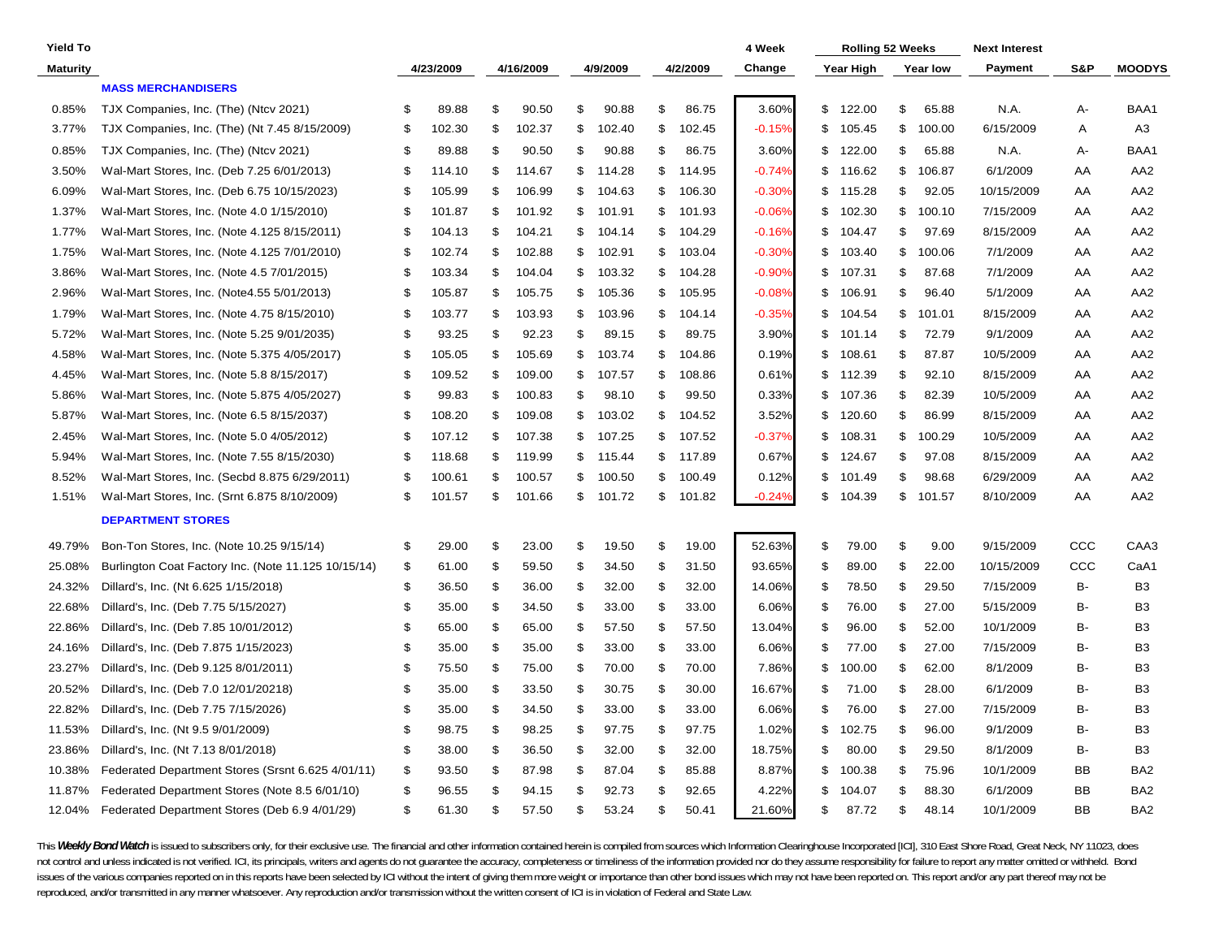| Yield To Maturity | | 4/23/2009 | 4/16/2009 | 4/9/2009 | 4/2/2009 | 4 Week Change | Rolling 52 Weeks Year High | Year low | Next Interest Payment | S&P | MOODYS |
|---|---|---|---|---|---|---|---|---|---|---|---|
| | **MASS MERCHANDISERS** | | | | | | | | | | |
| 0.85% | TJX Companies, Inc. (The) (Ntcv 2021) | $ 89.88 | $ 90.50 | $ 90.88 | $ 86.75 | 3.60% | $ 122.00 | $ 65.88 | N.A. | A- | BAA1 |
| 3.77% | TJX Companies, Inc. (The) (Nt 7.45 8/15/2009) | $ 102.30 | $ 102.37 | $ 102.40 | $ 102.45 | -0.15% | $ 105.45 | $ 100.00 | 6/15/2009 | A | A3 |
| 0.85% | TJX Companies, Inc. (The) (Ntcv 2021) | $ 89.88 | $ 90.50 | $ 90.88 | $ 86.75 | 3.60% | $ 122.00 | $ 65.88 | N.A. | A- | BAA1 |
| 3.50% | Wal-Mart Stores, Inc. (Deb 7.25 6/01/2013) | $ 114.10 | $ 114.67 | $ 114.28 | $ 114.95 | -0.74% | $ 116.62 | $ 106.87 | 6/1/2009 | AA | AA2 |
| 6.09% | Wal-Mart Stores, Inc. (Deb 6.75 10/15/2023) | $ 105.99 | $ 106.99 | $ 104.63 | $ 106.30 | -0.30% | $ 115.28 | $ 92.05 | 10/15/2009 | AA | AA2 |
| 1.37% | Wal-Mart Stores, Inc. (Note 4.0 1/15/2010) | $ 101.87 | $ 101.92 | $ 101.91 | $ 101.93 | -0.06% | $ 102.30 | $ 100.10 | 7/15/2009 | AA | AA2 |
| 1.77% | Wal-Mart Stores, Inc. (Note 4.125 8/15/2011) | $ 104.13 | $ 104.21 | $ 104.14 | $ 104.29 | -0.16% | $ 104.47 | $ 97.69 | 8/15/2009 | AA | AA2 |
| 1.75% | Wal-Mart Stores, Inc. (Note 4.125 7/01/2010) | $ 102.74 | $ 102.88 | $ 102.91 | $ 103.04 | -0.30% | $ 103.40 | $ 100.06 | 7/1/2009 | AA | AA2 |
| 3.86% | Wal-Mart Stores, Inc. (Note 4.5 7/01/2015) | $ 103.34 | $ 104.04 | $ 103.32 | $ 104.28 | -0.90% | $ 107.31 | $ 87.68 | 7/1/2009 | AA | AA2 |
| 2.96% | Wal-Mart Stores, Inc. (Note4.55 5/01/2013) | $ 105.87 | $ 105.75 | $ 105.36 | $ 105.95 | -0.08% | $ 106.91 | $ 96.40 | 5/1/2009 | AA | AA2 |
| 1.79% | Wal-Mart Stores, Inc. (Note 4.75 8/15/2010) | $ 103.77 | $ 103.93 | $ 103.96 | $ 104.14 | -0.35% | $ 104.54 | $ 101.01 | 8/15/2009 | AA | AA2 |
| 5.72% | Wal-Mart Stores, Inc. (Note 5.25 9/01/2035) | $ 93.25 | $ 92.23 | $ 89.15 | $ 89.75 | 3.90% | $ 101.14 | $ 72.79 | 9/1/2009 | AA | AA2 |
| 4.58% | Wal-Mart Stores, Inc. (Note 5.375 4/05/2017) | $ 105.05 | $ 105.69 | $ 103.74 | $ 104.86 | 0.19% | $ 108.61 | $ 87.87 | 10/5/2009 | AA | AA2 |
| 4.45% | Wal-Mart Stores, Inc. (Note 5.8 8/15/2017) | $ 109.52 | $ 109.00 | $ 107.57 | $ 108.86 | 0.61% | $ 112.39 | $ 92.10 | 8/15/2009 | AA | AA2 |
| 5.86% | Wal-Mart Stores, Inc. (Note 5.875 4/05/2027) | $ 99.83 | $ 100.83 | $ 98.10 | $ 99.50 | 0.33% | $ 107.36 | $ 82.39 | 10/5/2009 | AA | AA2 |
| 5.87% | Wal-Mart Stores, Inc. (Note 6.5 8/15/2037) | $ 108.20 | $ 109.08 | $ 103.02 | $ 104.52 | 3.52% | $ 120.60 | $ 86.99 | 8/15/2009 | AA | AA2 |
| 2.45% | Wal-Mart Stores, Inc. (Note 5.0 4/05/2012) | $ 107.12 | $ 107.38 | $ 107.25 | $ 107.52 | -0.37% | $ 108.31 | $ 100.29 | 10/5/2009 | AA | AA2 |
| 5.94% | Wal-Mart Stores, Inc. (Note 7.55 8/15/2030) | $ 118.68 | $ 119.99 | $ 115.44 | $ 117.89 | 0.67% | $ 124.67 | $ 97.08 | 8/15/2009 | AA | AA2 |
| 8.52% | Wal-Mart Stores, Inc. (Secbd 8.875 6/29/2011) | $ 100.61 | $ 100.57 | $ 100.50 | $ 100.49 | 0.12% | $ 101.49 | $ 98.68 | 6/29/2009 | AA | AA2 |
| 1.51% | Wal-Mart Stores, Inc. (Srnt 6.875 8/10/2009) | $ 101.57 | $ 101.66 | $ 101.72 | $ 101.82 | -0.24% | $ 104.39 | $ 101.57 | 8/10/2009 | AA | AA2 |
| | **DEPARTMENT STORES** | | | | | | | | | | |
| 49.79% | Bon-Ton Stores, Inc. (Note 10.25 9/15/14) | $ 29.00 | $ 23.00 | $ 19.50 | $ 19.00 | 52.63% | $ 79.00 | $ 9.00 | 9/15/2009 | CCC | CAA3 |
| 25.08% | Burlington Coat Factory Inc. (Note 11.125 10/15/14) | $ 61.00 | $ 59.50 | $ 34.50 | $ 31.50 | 93.65% | $ 89.00 | $ 22.00 | 10/15/2009 | CCC | CaA1 |
| 24.32% | Dillard's, Inc. (Nt 6.625 1/15/2018) | $ 36.50 | $ 36.00 | $ 32.00 | $ 32.00 | 14.06% | $ 78.50 | $ 29.50 | 7/15/2009 | B- | B3 |
| 22.68% | Dillard's, Inc. (Deb 7.75 5/15/2027) | $ 35.00 | $ 34.50 | $ 33.00 | $ 33.00 | 6.06% | $ 76.00 | $ 27.00 | 5/15/2009 | B- | B3 |
| 22.86% | Dillard's, Inc. (Deb 7.85 10/01/2012) | $ 65.00 | $ 65.00 | $ 57.50 | $ 57.50 | 13.04% | $ 96.00 | $ 52.00 | 10/1/2009 | B- | B3 |
| 24.16% | Dillard's, Inc. (Deb 7.875 1/15/2023) | $ 35.00 | $ 35.00 | $ 33.00 | $ 33.00 | 6.06% | $ 77.00 | $ 27.00 | 7/15/2009 | B- | B3 |
| 23.27% | Dillard's, Inc. (Deb 9.125 8/01/2011) | $ 75.50 | $ 75.00 | $ 70.00 | $ 70.00 | 7.86% | $ 100.00 | $ 62.00 | 8/1/2009 | B- | B3 |
| 20.52% | Dillard's, Inc. (Deb 7.0 12/01/20218) | $ 35.00 | $ 33.50 | $ 30.75 | $ 30.00 | 16.67% | $ 71.00 | $ 28.00 | 6/1/2009 | B- | B3 |
| 22.82% | Dillard's, Inc. (Deb 7.75 7/15/2026) | $ 35.00 | $ 34.50 | $ 33.00 | $ 33.00 | 6.06% | $ 76.00 | $ 27.00 | 7/15/2009 | B- | B3 |
| 11.53% | Dillard's, Inc. (Nt 9.5 9/01/2009) | $ 98.75 | $ 98.25 | $ 97.75 | $ 97.75 | 1.02% | $ 102.75 | $ 96.00 | 9/1/2009 | B- | B3 |
| 23.86% | Dillard's, Inc. (Nt 7.13 8/01/2018) | $ 38.00 | $ 36.50 | $ 32.00 | $ 32.00 | 18.75% | $ 80.00 | $ 29.50 | 8/1/2009 | B- | B3 |
| 10.38% | Federated Department Stores (Srsnt 6.625 4/01/11) | $ 93.50 | $ 87.98 | $ 87.04 | $ 85.88 | 8.87% | $ 100.38 | $ 75.96 | 10/1/2009 | BB | BA2 |
| 11.87% | Federated Department Stores (Note 8.5 6/01/10) | $ 96.55 | $ 94.15 | $ 92.73 | $ 92.65 | 4.22% | $ 104.07 | $ 88.30 | 6/1/2009 | BB | BA2 |
| 12.04% | Federated Department Stores (Deb 6.9 4/01/29) | $ 61.30 | $ 57.50 | $ 53.24 | $ 50.41 | 21.60% | $ 87.72 | $ 48.14 | 10/1/2009 | BB | BA2 |

This ***Weekly Bond Watch*** is issued to subscribers only, for their exclusive use. The financial and other information contained herein is compiled from sources which Information Clearinghouse Incorporated [ICI], 310 East Shore Road, Great Neck, NY 11023, does not control and unless indicated is not verified. ICI, its principals, writers and agents do not guarantee the accuracy, completeness or timeliness of the information provided nor do they assume responsibility for failure to report any matter omitted or withheld. Bond issues of the various companies reported on in this reports have been selected by ICI without the intent of giving them more weight or importance than other bond issues which may not have been reported on. This report and/or any part thereof may not be reproduced, and/or transmitted in any manner whatsoever. Any reproduction and/or transmission without the written consent of ICI is in violation of Federal and State Law.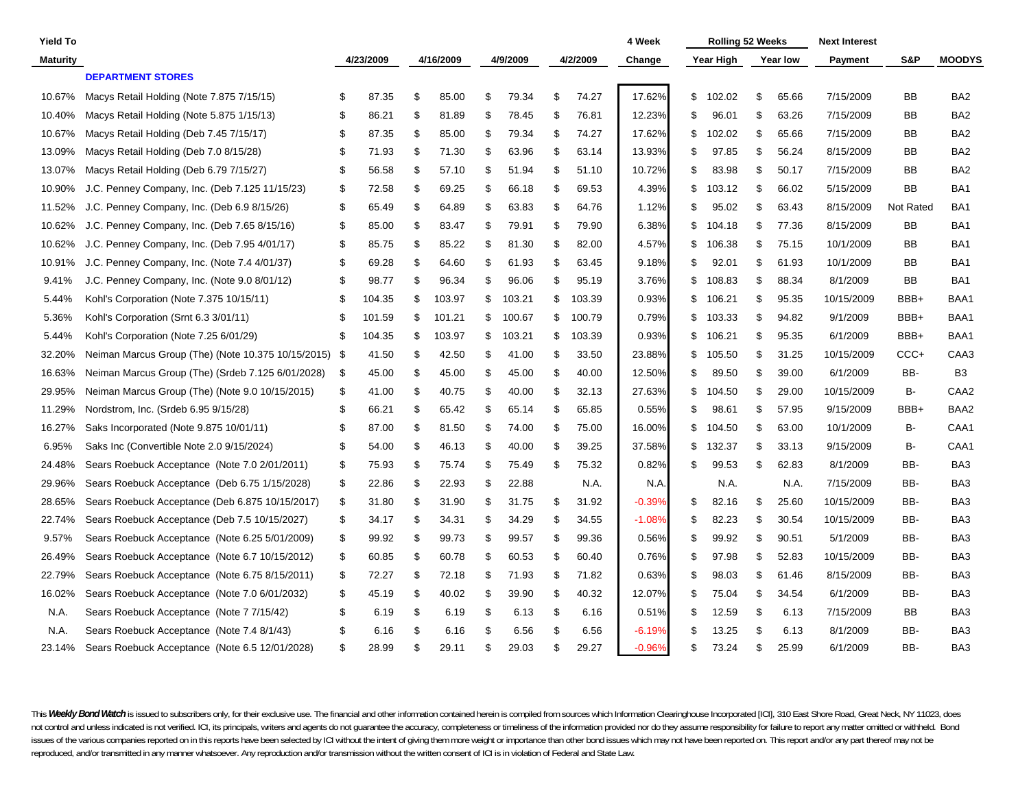| Yield To Maturity | | 4/23/2009 | 4/16/2009 | 4/9/2009 | 4/2/2009 | 4 Week Change | Rolling 52 Weeks Year High | Rolling 52 Weeks Year low | Next Interest Payment | S&P | MOODYS |
|---|---|---|---|---|---|---|---|---|---|---|---|
| | **DEPARTMENT STORES** | | | | | | | | | | |
| 10.67% | Macys Retail Holding (Note 7.875 7/15/15) | $ 87.35 | $ 85.00 | $ 79.34 | $ 74.27 | 17.62% | $ 102.02 | $ 65.66 | 7/15/2009 | BB | BA2 |
| 10.40% | Macys Retail Holding (Note 5.875 1/15/13) | $ 86.21 | $ 81.89 | $ 78.45 | $ 76.81 | 12.23% | $ 96.01 | $ 63.26 | 7/15/2009 | BB | BA2 |
| 10.67% | Macys Retail Holding (Deb 7.45 7/15/17) | $ 87.35 | $ 85.00 | $ 79.34 | $ 74.27 | 17.62% | $ 102.02 | $ 65.66 | 7/15/2009 | BB | BA2 |
| 13.09% | Macys Retail Holding (Deb 7.0 8/15/28) | $ 71.93 | $ 71.30 | $ 63.96 | $ 63.14 | 13.93% | $ 97.85 | $ 56.24 | 8/15/2009 | BB | BA2 |
| 13.07% | Macys Retail Holding (Deb 6.79 7/15/27) | $ 56.58 | $ 57.10 | $ 51.94 | $ 51.10 | 10.72% | $ 83.98 | $ 50.17 | 7/15/2009 | BB | BA2 |
| 10.90% | J.C. Penney Company, Inc. (Deb 7.125 11/15/23) | $ 72.58 | $ 69.25 | $ 66.18 | $ 69.53 | 4.39% | $ 103.12 | $ 66.02 | 5/15/2009 | BB | BA1 |
| 11.52% | J.C. Penney Company, Inc. (Deb 6.9 8/15/26) | $ 65.49 | $ 64.89 | $ 63.83 | $ 64.76 | 1.12% | $ 95.02 | $ 63.43 | 8/15/2009 | Not Rated | BA1 |
| 10.62% | J.C. Penney Company, Inc. (Deb 7.65 8/15/16) | $ 85.00 | $ 83.47 | $ 79.91 | $ 79.90 | 6.38% | $ 104.18 | $ 77.36 | 8/15/2009 | BB | BA1 |
| 10.62% | J.C. Penney Company, Inc. (Deb 7.95 4/01/17) | $ 85.75 | $ 85.22 | $ 81.30 | $ 82.00 | 4.57% | $ 106.38 | $ 75.15 | 10/1/2009 | BB | BA1 |
| 10.91% | J.C. Penney Company, Inc. (Note 7.4 4/01/37) | $ 69.28 | $ 64.60 | $ 61.93 | $ 63.45 | 9.18% | $ 92.01 | $ 61.93 | 10/1/2009 | BB | BA1 |
| 9.41% | J.C. Penney Company, Inc. (Note 9.0 8/01/12) | $ 98.77 | $ 96.34 | $ 96.06 | $ 95.19 | 3.76% | $ 108.83 | $ 88.34 | 8/1/2009 | BB | BA1 |
| 5.44% | Kohl's Corporation (Note 7.375 10/15/11) | $ 104.35 | $ 103.97 | $ 103.21 | $ 103.39 | 0.93% | $ 106.21 | $ 95.35 | 10/15/2009 | BBB+ | BAA1 |
| 5.36% | Kohl's Corporation (Srnt 6.3 3/01/11) | $ 101.59 | $ 101.21 | $ 100.67 | $ 100.79 | 0.79% | $ 103.33 | $ 94.82 | 9/1/2009 | BBB+ | BAA1 |
| 5.44% | Kohl's Corporation (Note 7.25 6/01/29) | $ 104.35 | $ 103.97 | $ 103.21 | $ 103.39 | 0.93% | $ 106.21 | $ 95.35 | 6/1/2009 | BBB+ | BAA1 |
| 32.20% | Neiman Marcus Group (The) (Note 10.375 10/15/2015) | $ 41.50 | $ 42.50 | $ 41.00 | $ 33.50 | 23.88% | $ 105.50 | $ 31.25 | 10/15/2009 | CCC+ | CAA3 |
| 16.63% | Neiman Marcus Group (The) (Srdeb 7.125 6/01/2028) | $ 45.00 | $ 45.00 | $ 45.00 | $ 40.00 | 12.50% | $ 89.50 | $ 39.00 | 6/1/2009 | BB- | B3 |
| 29.95% | Neiman Marcus Group (The) (Note 9.0 10/15/2015) | $ 41.00 | $ 40.75 | $ 40.00 | $ 32.13 | 27.63% | $ 104.50 | $ 29.00 | 10/15/2009 | B- | CAA2 |
| 11.29% | Nordstrom, Inc. (Srdeb 6.95 9/15/28) | $ 66.21 | $ 65.42 | $ 65.14 | $ 65.85 | 0.55% | $ 98.61 | $ 57.95 | 9/15/2009 | BBB+ | BAA2 |
| 16.27% | Saks Incorporated (Note 9.875 10/01/11) | $ 87.00 | $ 81.50 | $ 74.00 | $ 75.00 | 16.00% | $ 104.50 | $ 63.00 | 10/1/2009 | B- | CAA1 |
| 6.95% | Saks Inc (Convertible Note 2.0 9/15/2024) | $ 54.00 | $ 46.13 | $ 40.00 | $ 39.25 | 37.58% | $ 132.37 | $ 33.13 | 9/15/2009 | B- | CAA1 |
| 24.48% | Sears Roebuck Acceptance (Note 7.0 2/01/2011) | $ 75.93 | $ 75.74 | $ 75.49 | $ 75.32 | 0.82% | $ 99.53 | $ 62.83 | 8/1/2009 | BB- | BA3 |
| 29.96% | Sears Roebuck Acceptance (Deb 6.75 1/15/2028) | $ 22.86 | $ 22.93 | $ 22.88 | N.A. | N.A. | N.A. | N.A. | 7/15/2009 | BB- | BA3 |
| 28.65% | Sears Roebuck Acceptance (Deb 6.875 10/15/2017) | $ 31.80 | $ 31.90 | $ 31.75 | $ 31.92 | -0.39% | $ 82.16 | $ 25.60 | 10/15/2009 | BB- | BA3 |
| 22.74% | Sears Roebuck Acceptance (Deb 7.5 10/15/2027) | $ 34.17 | $ 34.31 | $ 34.29 | $ 34.55 | -1.08% | $ 82.23 | $ 30.54 | 10/15/2009 | BB- | BA3 |
| 9.57% | Sears Roebuck Acceptance (Note 6.25 5/01/2009) | $ 99.92 | $ 99.73 | $ 99.57 | $ 99.36 | 0.56% | $ 99.92 | $ 90.51 | 5/1/2009 | BB- | BA3 |
| 26.49% | Sears Roebuck Acceptance (Note 6.7 10/15/2012) | $ 60.85 | $ 60.78 | $ 60.53 | $ 60.40 | 0.76% | $ 97.98 | $ 52.83 | 10/15/2009 | BB- | BA3 |
| 22.79% | Sears Roebuck Acceptance (Note 6.75 8/15/2011) | $ 72.27 | $ 72.18 | $ 71.93 | $ 71.82 | 0.63% | $ 98.03 | $ 61.46 | 8/15/2009 | BB- | BA3 |
| 16.02% | Sears Roebuck Acceptance (Note 7.0 6/01/2032) | $ 45.19 | $ 40.02 | $ 39.90 | $ 40.32 | 12.07% | $ 75.04 | $ 34.54 | 6/1/2009 | BB- | BA3 |
| N.A. | Sears Roebuck Acceptance (Note 7 7/15/42) | $ 6.19 | $ 6.19 | $ 6.13 | $ 6.16 | 0.51% | $ 12.59 | $ 6.13 | 7/15/2009 | BB | BA3 |
| N.A. | Sears Roebuck Acceptance (Note 7.4 8/1/43) | $ 6.16 | $ 6.16 | $ 6.56 | $ 6.56 | -6.19% | $ 13.25 | $ 6.13 | 8/1/2009 | BB- | BA3 |
| 23.14% | Sears Roebuck Acceptance (Note 6.5 12/01/2028) | $ 28.99 | $ 29.11 | $ 29.03 | $ 29.27 | -0.96% | $ 73.24 | $ 25.99 | 6/1/2009 | BB- | BA3 |

This ***Weekly Bond Watch*** is issued to subscribers only, for their exclusive use. The financial and other information contained herein is compiled from sources which Information Clearinghouse Incorporated [ICI], 310 East Shore Road, Great Neck, NY 11023, does not control and unless indicated is not verified. ICI, its principals, writers and agents do not guarantee the accuracy, completeness or timeliness of the information provided nor do they assume responsibility for failure to report any matter omitted or withheld. Bond issues of the various companies reported on in this reports have been selected by ICI without the intent of giving them more weight or importance than other bond issues which may not have been reported on. This report and/or any part thereof may not be reproduced, and/or transmitted in any manner whatsoever. Any reproduction and/or transmission without the written consent of ICI is in violation of Federal and State Law.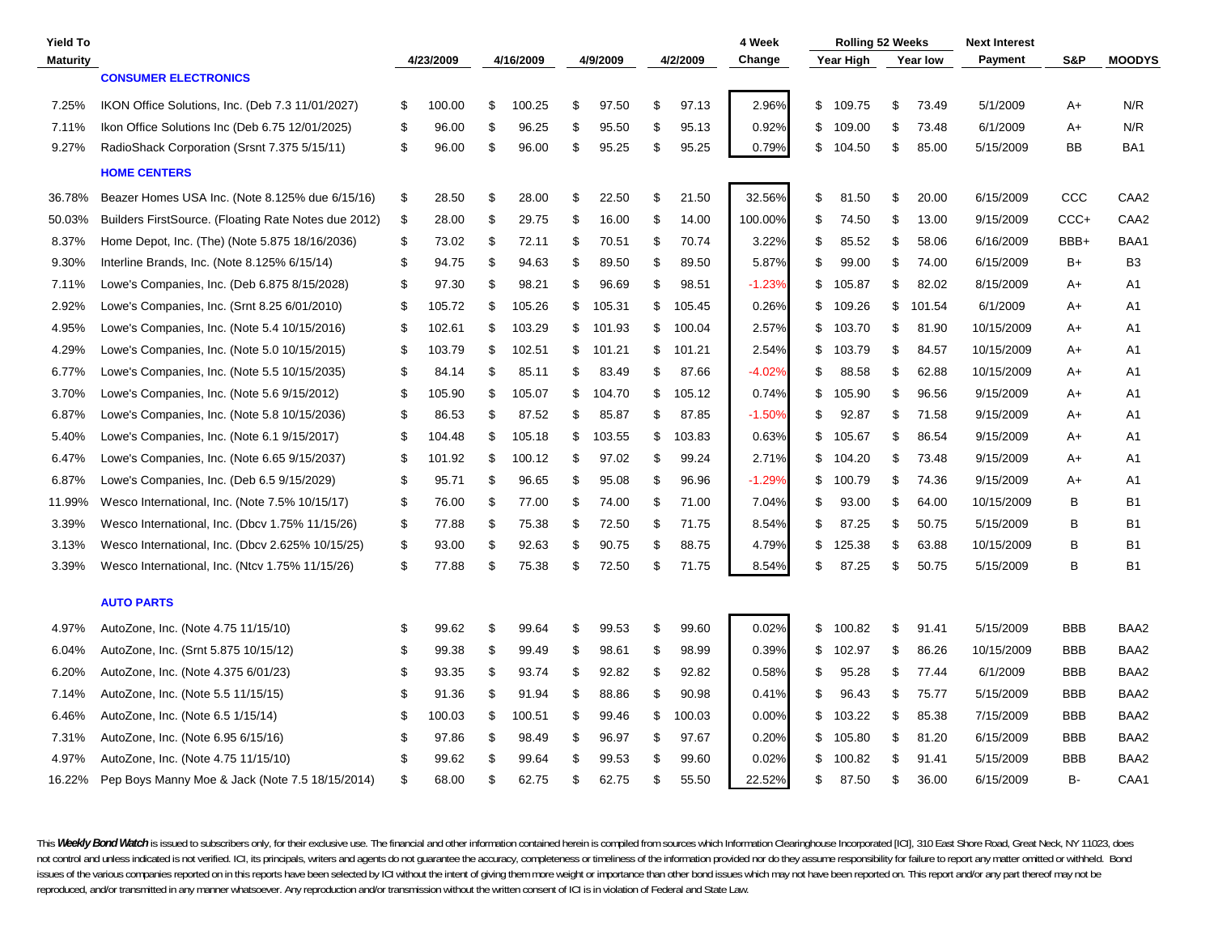| Yield To Maturity | | 4/23/2009 | 4/16/2009 | 4/9/2009 | 4/2/2009 | 4 Week Change | Rolling 52 Weeks Year High | Rolling 52 Weeks Year low | Next Interest Payment | S&P | MOODYS |
|---|---|---|---|---|---|---|---|---|---|---|---|
| | **CONSUMER ELECTRONICS** | | | | | | | | | | |
| 7.25% | IKON Office Solutions, Inc. (Deb 7.3 11/01/2027) | $ 100.00 | $ 100.25 | $ 97.50 | $ 97.13 | 2.96% | $ 109.75 | $ 73.49 | 5/1/2009 | A+ | N/R |
| 7.11% | Ikon Office Solutions Inc (Deb 6.75 12/01/2025) | $ 96.00 | $ 96.25 | $ 95.50 | $ 95.13 | 0.92% | $ 109.00 | $ 73.48 | 6/1/2009 | A+ | N/R |
| 9.27% | RadioShack Corporation (Srsnt 7.375 5/15/11) | $ 96.00 | $ 96.00 | $ 95.25 | $ 95.25 | 0.79% | $ 104.50 | $ 85.00 | 5/15/2009 | BB | BA1 |
| | **HOME CENTERS** | | | | | | | | | | |
| 36.78% | Beazer Homes USA Inc. (Note 8.125% due 6/15/16) | $ 28.50 | $ 28.00 | $ 22.50 | $ 21.50 | 32.56% | $ 81.50 | $ 20.00 | 6/15/2009 | CCC | CAA2 |
| 50.03% | Builders FirstSource. (Floating Rate Notes due 2012) | $ 28.00 | $ 29.75 | $ 16.00 | $ 14.00 | 100.00% | $ 74.50 | $ 13.00 | 9/15/2009 | CCC+ | CAA2 |
| 8.37% | Home Depot, Inc. (The) (Note 5.875 18/16/2036) | $ 73.02 | $ 72.11 | $ 70.51 | $ 70.74 | 3.22% | $ 85.52 | $ 58.06 | 6/16/2009 | BBB+ | BAA1 |
| 9.30% | Interline Brands, Inc. (Note 8.125% 6/15/14) | $ 94.75 | $ 94.63 | $ 89.50 | $ 89.50 | 5.87% | $ 99.00 | $ 74.00 | 6/15/2009 | B+ | B3 |
| 7.11% | Lowe's Companies, Inc. (Deb 6.875 8/15/2028) | $ 97.30 | $ 98.21 | $ 96.69 | $ 98.51 | -1.23% | $ 105.87 | $ 82.02 | 8/15/2009 | A+ | A1 |
| 2.92% | Lowe's Companies, Inc. (Srnt 8.25 6/01/2010) | $ 105.72 | $ 105.26 | $ 105.31 | $ 105.45 | 0.26% | $ 109.26 | $ 101.54 | 6/1/2009 | A+ | A1 |
| 4.95% | Lowe's Companies, Inc. (Note 5.4 10/15/2016) | $ 102.61 | $ 103.29 | $ 101.93 | $ 100.04 | 2.57% | $ 103.70 | $ 81.90 | 10/15/2009 | A+ | A1 |
| 4.29% | Lowe's Companies, Inc. (Note 5.0 10/15/2015) | $ 103.79 | $ 102.51 | $ 101.21 | $ 101.21 | 2.54% | $ 103.79 | $ 84.57 | 10/15/2009 | A+ | A1 |
| 6.77% | Lowe's Companies, Inc. (Note 5.5 10/15/2035) | $ 84.14 | $ 85.11 | $ 83.49 | $ 87.66 | -4.02% | $ 88.58 | $ 62.88 | 10/15/2009 | A+ | A1 |
| 3.70% | Lowe's Companies, Inc. (Note 5.6 9/15/2012) | $ 105.90 | $ 105.07 | $ 104.70 | $ 105.12 | 0.74% | $ 105.90 | $ 96.56 | 9/15/2009 | A+ | A1 |
| 6.87% | Lowe's Companies, Inc. (Note 5.8 10/15/2036) | $ 86.53 | $ 87.52 | $ 85.87 | $ 87.85 | -1.50% | $ 92.87 | $ 71.58 | 9/15/2009 | A+ | A1 |
| 5.40% | Lowe's Companies, Inc. (Note 6.1 9/15/2017) | $ 104.48 | $ 105.18 | $ 103.55 | $ 103.83 | 0.63% | $ 105.67 | $ 86.54 | 9/15/2009 | A+ | A1 |
| 6.47% | Lowe's Companies, Inc. (Note 6.65 9/15/2037) | $ 101.92 | $ 100.12 | $ 97.02 | $ 99.24 | 2.71% | $ 104.20 | $ 73.48 | 9/15/2009 | A+ | A1 |
| 6.87% | Lowe's Companies, Inc. (Deb 6.5 9/15/2029) | $ 95.71 | $ 96.65 | $ 95.08 | $ 96.96 | -1.29% | $ 100.79 | $ 74.36 | 9/15/2009 | A+ | A1 |
| 11.99% | Wesco International, Inc. (Note 7.5% 10/15/17) | $ 76.00 | $ 77.00 | $ 74.00 | $ 71.00 | 7.04% | $ 93.00 | $ 64.00 | 10/15/2009 | B | B1 |
| 3.39% | Wesco International, Inc. (Dbcv 1.75% 11/15/26) | $ 77.88 | $ 75.38 | $ 72.50 | $ 71.75 | 8.54% | $ 87.25 | $ 50.75 | 5/15/2009 | B | B1 |
| 3.13% | Wesco International, Inc. (Dbcv 2.625% 10/15/25) | $ 93.00 | $ 92.63 | $ 90.75 | $ 88.75 | 4.79% | $ 125.38 | $ 63.88 | 10/15/2009 | B | B1 |
| 3.39% | Wesco International, Inc. (Ntcv 1.75% 11/15/26) | $ 77.88 | $ 75.38 | $ 72.50 | $ 71.75 | 8.54% | $ 87.25 | $ 50.75 | 5/15/2009 | B | B1 |
| | **AUTO PARTS** | | | | | | | | | | |
| 4.97% | AutoZone, Inc. (Note 4.75 11/15/10) | $ 99.62 | $ 99.64 | $ 99.53 | $ 99.60 | 0.02% | $ 100.82 | $ 91.41 | 5/15/2009 | BBB | BAA2 |
| 6.04% | AutoZone, Inc. (Srnt 5.875 10/15/12) | $ 99.38 | $ 99.49 | $ 98.61 | $ 98.99 | 0.39% | $ 102.97 | $ 86.26 | 10/15/2009 | BBB | BAA2 |
| 6.20% | AutoZone, Inc. (Note 4.375 6/01/23) | $ 93.35 | $ 93.74 | $ 92.82 | $ 92.82 | 0.58% | $ 95.28 | $ 77.44 | 6/1/2009 | BBB | BAA2 |
| 7.14% | AutoZone, Inc. (Note 5.5 11/15/15) | $ 91.36 | $ 91.94 | $ 88.86 | $ 90.98 | 0.41% | $ 96.43 | $ 75.77 | 5/15/2009 | BBB | BAA2 |
| 6.46% | AutoZone, Inc. (Note 6.5 1/15/14) | $ 100.03 | $ 100.51 | $ 99.46 | $ 100.03 | 0.00% | $ 103.22 | $ 85.38 | 7/15/2009 | BBB | BAA2 |
| 7.31% | AutoZone, Inc. (Note 6.95 6/15/16) | $ 97.86 | $ 98.49 | $ 96.97 | $ 97.67 | 0.20% | $ 105.80 | $ 81.20 | 6/15/2009 | BBB | BAA2 |
| 4.97% | AutoZone, Inc. (Note 4.75 11/15/10) | $ 99.62 | $ 99.64 | $ 99.53 | $ 99.60 | 0.02% | $ 100.82 | $ 91.41 | 5/15/2009 | BBB | BAA2 |
| 16.22% | Pep Boys Manny Moe & Jack (Note 7.5 18/15/2014) | $ 68.00 | $ 62.75 | $ 62.75 | $ 55.50 | 22.52% | $ 87.50 | $ 36.00 | 6/15/2009 | B- | CAA1 |

This ***Weekly Bond Watch*** is issued to subscribers only, for their exclusive use. The financial and other information contained herein is compiled from sources which Information Clearinghouse Incorporated [ICI], 310 East Shore Road, Great Neck, NY 11023, does not control and unless indicated is not verified. ICI, its principals, writers and agents do not guarantee the accuracy, completeness or timeliness of the information provided nor do they assume responsibility for failure to report any matter omitted or withheld. Bond issues of the various companies reported on in this reports have been selected by ICI without the intent of giving them more weight or importance than other bond issues which may not have been reported on. This report and/or any part thereof may not be reproduced, and/or transmitted in any manner whatsoever. Any reproduction and/or transmission without the written consent of ICI is in violation of Federal and State Law.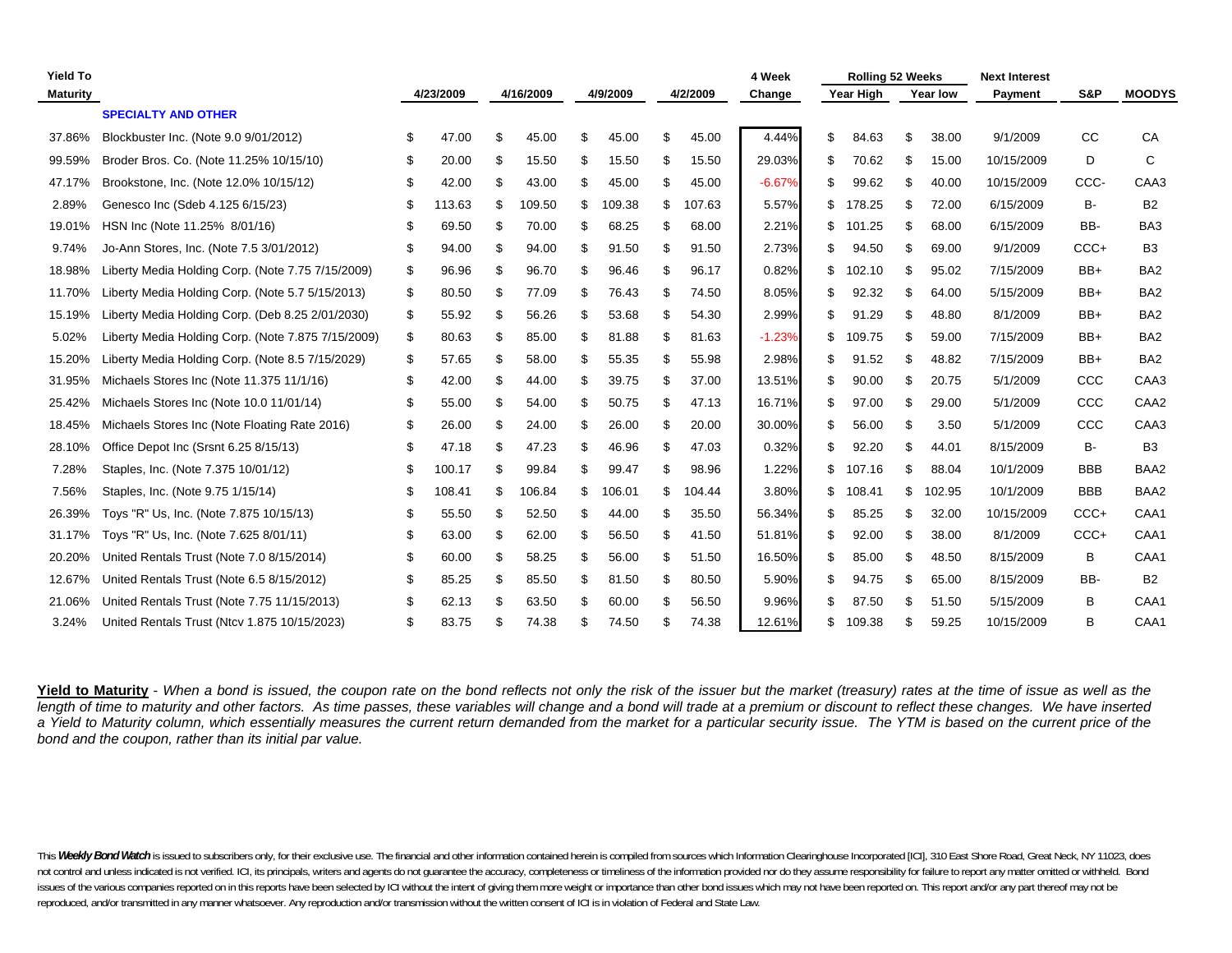| Yield To Maturity | | 4/23/2009 | 4/16/2009 | 4/9/2009 | 4/2/2009 | 4 Week Change | Rolling 52 Weeks Year High | Year low | Next Interest Payment | S&P | MOODYS |
|---|---|---|---|---|---|---|---|---|---|---|---|
| | **SPECIALTY AND OTHER** | | | | | | | | | | |
| 37.86% | Blockbuster Inc. (Note 9.0 9/01/2012) | $ 47.00 | $ 45.00 | $ 45.00 | $ 45.00 | 4.44% | $ 84.63 | $ 38.00 | 9/1/2009 | CC | CA |
| 99.59% | Broder Bros. Co. (Note 11.25% 10/15/10) | $ 20.00 | $ 15.50 | $ 15.50 | $ 15.50 | 29.03% | $ 70.62 | $ 15.00 | 10/15/2009 | D | C |
| 47.17% | Brookstone, Inc. (Note 12.0% 10/15/12) | $ 42.00 | $ 43.00 | $ 45.00 | $ 45.00 | -6.67% | $ 99.62 | $ 40.00 | 10/15/2009 | CCC- | CAA3 |
| 2.89% | Genesco Inc (Sdeb 4.125 6/15/23) | $ 113.63 | $ 109.50 | $ 109.38 | $ 107.63 | 5.57% | $ 178.25 | $ 72.00 | 6/15/2009 | B- | B2 |
| 19.01% | HSN Inc (Note 11.25% 8/01/16) | $ 69.50 | $ 70.00 | $ 68.25 | $ 68.00 | 2.21% | $ 101.25 | $ 68.00 | 6/15/2009 | BB- | BA3 |
| 9.74% | Jo-Ann Stores, Inc. (Note 7.5 3/01/2012) | $ 94.00 | $ 94.00 | $ 91.50 | $ 91.50 | 2.73% | $ 94.50 | $ 69.00 | 9/1/2009 | CCC+ | B3 |
| 18.98% | Liberty Media Holding Corp. (Note 7.75 7/15/2009) | $ 96.96 | $ 96.70 | $ 96.46 | $ 96.17 | 0.82% | $ 102.10 | $ 95.02 | 7/15/2009 | BB+ | BA2 |
| 11.70% | Liberty Media Holding Corp. (Note 5.7 5/15/2013) | $ 80.50 | $ 77.09 | $ 76.43 | $ 74.50 | 8.05% | $ 92.32 | $ 64.00 | 5/15/2009 | BB+ | BA2 |
| 15.19% | Liberty Media Holding Corp. (Deb 8.25 2/01/2030) | $ 55.92 | $ 56.26 | $ 53.68 | $ 54.30 | 2.99% | $ 91.29 | $ 48.80 | 8/1/2009 | BB+ | BA2 |
| 5.02% | Liberty Media Holding Corp. (Note 7.875 7/15/2009) | $ 80.63 | $ 85.00 | $ 81.88 | $ 81.63 | -1.23% | $ 109.75 | $ 59.00 | 7/15/2009 | BB+ | BA2 |
| 15.20% | Liberty Media Holding Corp. (Note 8.5 7/15/2029) | $ 57.65 | $ 58.00 | $ 55.35 | $ 55.98 | 2.98% | $ 91.52 | $ 48.82 | 7/15/2009 | BB+ | BA2 |
| 31.95% | Michaels Stores Inc (Note 11.375 11/1/16) | $ 42.00 | $ 44.00 | $ 39.75 | $ 37.00 | 13.51% | $ 90.00 | $ 20.75 | 5/1/2009 | CCC | CAA3 |
| 25.42% | Michaels Stores Inc (Note 10.0 11/01/14) | $ 55.00 | $ 54.00 | $ 50.75 | $ 47.13 | 16.71% | $ 97.00 | $ 29.00 | 5/1/2009 | CCC | CAA2 |
| 18.45% | Michaels Stores Inc (Note Floating Rate 2016) | $ 26.00 | $ 24.00 | $ 26.00 | $ 20.00 | 30.00% | $ 56.00 | $ 3.50 | 5/1/2009 | CCC | CAA3 |
| 28.10% | Office Depot Inc (Srsnt 6.25 8/15/13) | $ 47.18 | $ 47.23 | $ 46.96 | $ 47.03 | 0.32% | $ 92.20 | $ 44.01 | 8/15/2009 | B- | B3 |
| 7.28% | Staples, Inc. (Note 7.375 10/01/12) | $ 100.17 | $ 99.84 | $ 99.47 | $ 98.96 | 1.22% | $ 107.16 | $ 88.04 | 10/1/2009 | BBB | BAA2 |
| 7.56% | Staples, Inc. (Note 9.75 1/15/14) | $ 108.41 | $ 106.84 | $ 106.01 | $ 104.44 | 3.80% | $ 108.41 | $ 102.95 | 10/1/2009 | BBB | BAA2 |
| 26.39% | Toys "R" Us, Inc. (Note 7.875 10/15/13) | $ 55.50 | $ 52.50 | $ 44.00 | $ 35.50 | 56.34% | $ 85.25 | $ 32.00 | 10/15/2009 | CCC+ | CAA1 |
| 31.17% | Toys "R" Us, Inc. (Note 7.625 8/01/11) | $ 63.00 | $ 62.00 | $ 56.50 | $ 41.50 | 51.81% | $ 92.00 | $ 38.00 | 8/1/2009 | CCC+ | CAA1 |
| 20.20% | United Rentals Trust (Note 7.0 8/15/2014) | $ 60.00 | $ 58.25 | $ 56.00 | $ 51.50 | 16.50% | $ 85.00 | $ 48.50 | 8/15/2009 | B | CAA1 |
| 12.67% | United Rentals Trust (Note 6.5 8/15/2012) | $ 85.25 | $ 85.50 | $ 81.50 | $ 80.50 | 5.90% | $ 94.75 | $ 65.00 | 8/15/2009 | BB- | B2 |
| 21.06% | United Rentals Trust (Note 7.75 11/15/2013) | $ 62.13 | $ 63.50 | $ 60.00 | $ 56.50 | 9.96% | $ 87.50 | $ 51.50 | 5/15/2009 | B | CAA1 |
| 3.24% | United Rentals Trust (Ntcv 1.875 10/15/2023) | $ 83.75 | $ 74.38 | $ 74.50 | $ 74.38 | 12.61% | $ 109.38 | $ 59.25 | 10/15/2009 | B | CAA1 |

**Yield to Maturity** - *When a bond is issued, the coupon rate on the bond reflects not only the risk of the issuer but the market (treasury) rates at the time of issue as well as the length of time to maturity and other factors. As time passes, these variables will change and a bond will trade at a premium or discount to reflect these changes. We have inserted a Yield to Maturity column, which essentially measures the current return demanded from the market for a particular security issue. The YTM is based on the current price of the bond and the coupon, rather than its initial par value.*

This ***Weekly Bond Watch*** is issued to subscribers only, for their exclusive use. The financial and other information contained herein is compiled from sources which Information Clearinghouse Incorporated [ICI], 310 East Shore Road, Great Neck, NY 11023, does not control and unless indicated is not verified. ICI, its principals, writers and agents do not guarantee the accuracy, completeness or timeliness of the information provided nor do they assume responsibility for failure to report any matter omitted or withheld. Bond issues of the various companies reported on in this reports have been selected by ICI without the intent of giving them more weight or importance than other bond issues which may not have been reported on. This report and/or any part thereof may not be reproduced, and/or transmitted in any manner whatsoever. Any reproduction and/or transmission without the written consent of ICI is in violation of Federal and State Law.